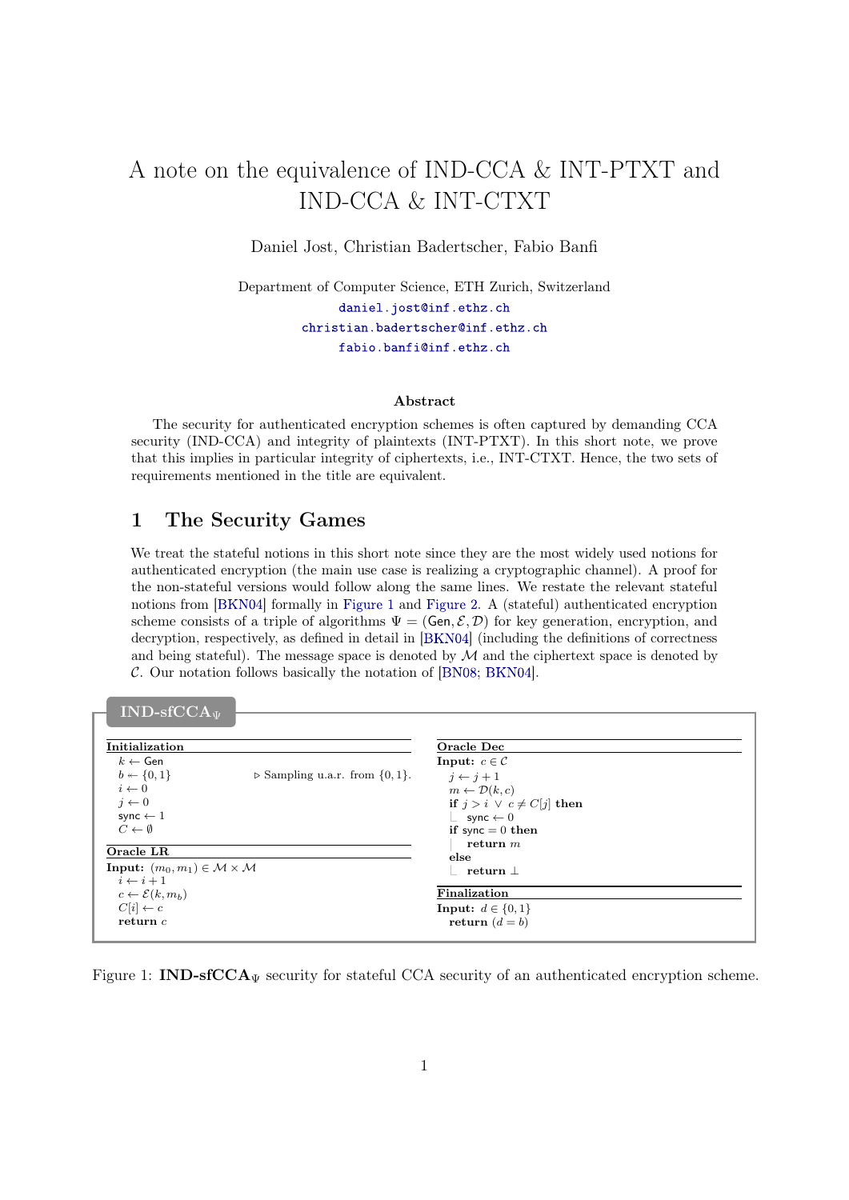# A note on the equivalence of IND-CCA & INT-PTXT and IND-CCA & INT-CTXT

Daniel Jost, Christian Badertscher, Fabio Banfi

Department of Computer Science, ETH Zurich, Switzerland
daniel.jost@inf.ethz.ch
christian.badertscher@inf.ethz.ch
fabio.banfi@inf.ethz.ch

### Abstract

The security for authenticated encryption schemes is often captured by demanding CCA security (IND-CCA) and integrity of plaintexts (INT-PTXT). In this short note, we prove that this implies in particular integrity of ciphertexts, i.e., INT-CTXT. Hence, the two sets of requirements mentioned in the title are equivalent.

## 1 The Security Games

We treat the stateful notions in this short note since they are the most widely used notions for authenticated encryption (the main use case is realizing a cryptographic channel). A proof for the non-stateful versions would follow along the same lines. We restate the relevant stateful notions from [BKN04] formally in Figure 1 and Figure 2. A (stateful) authenticated encryption scheme consists of a triple of algorithms $\Psi = (\mathsf{Gen}, \mathcal{E}, \mathcal{D})$ for key generation, encryption, and decryption, respectively, as defined in detail in [BKN04] (including the definitions of correctness and being stateful). The message space is denoted by $\mathcal{M}$ and the ciphertext space is denoted by $\mathcal{C}$. Our notation follows basically the notation of [BN08; BKN04].

**$\mathbf{IND\text{-}sfCCA}_\Psi$**

```
Initialization
  k ← Gen
  b ←$ {0,1}          ▷ Sampling u.a.r. from {0,1}.
  i ← 0
  j ← 0
  sync ← 1
  C ← ∅

Oracle LR
Input: (m_0, m_1) ∈ M × M
  i ← i + 1
  c ← E(k, m_b)
  C[i] ← c
  return c

Oracle Dec
Input: c ∈ C
  j ← j + 1
  m ← D(k, c)
  if j > i ∨ c ≠ C[j] then
    sync ← 0
  if sync = 0 then
    return m
  else
    return ⊥

Finalization
Input: d ∈ {0,1}
  return (d = b)
```

Figure 1: $\mathbf{IND\text{-}sfCCA}_\Psi$ security for stateful CCA security of an authenticated encryption scheme.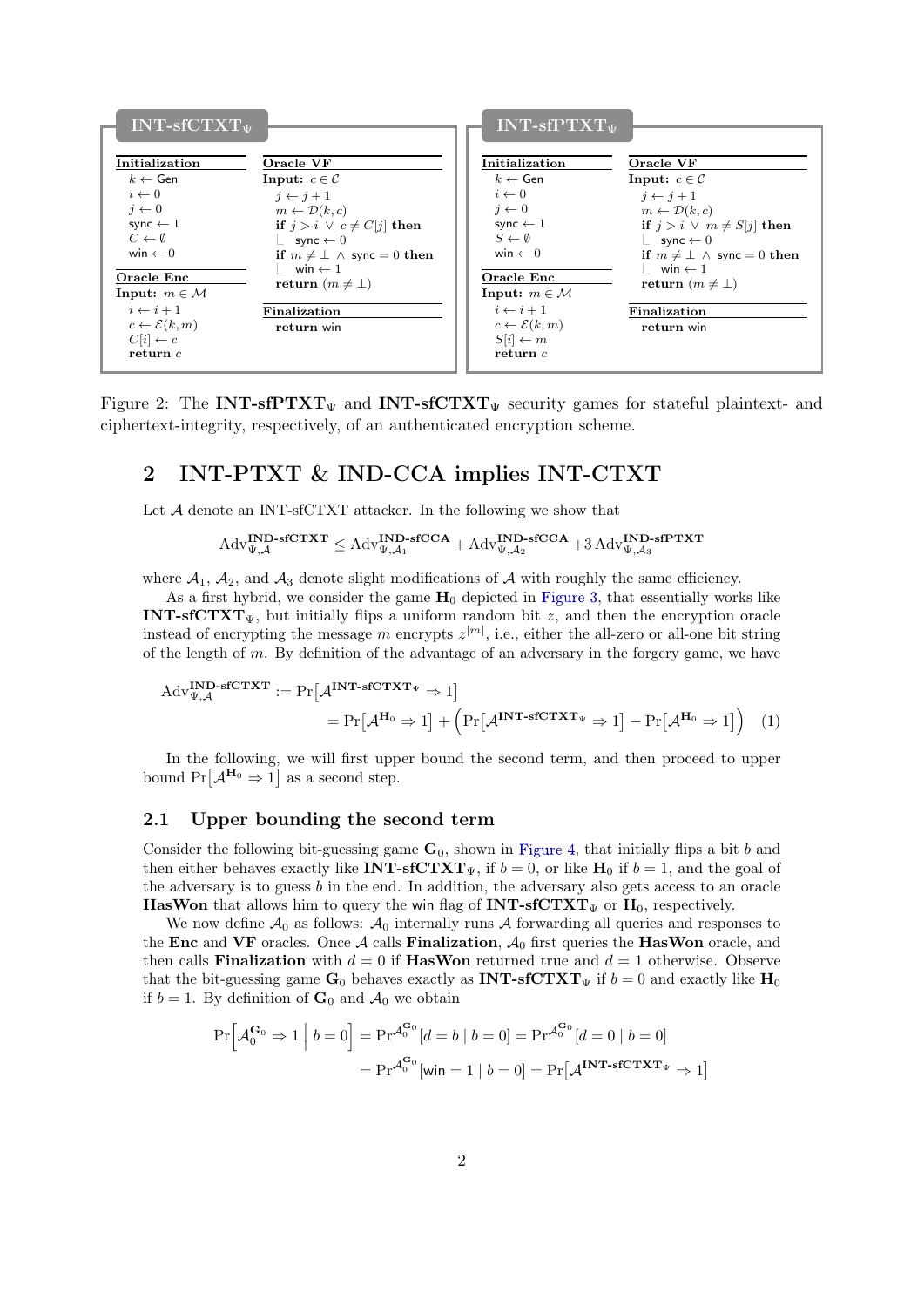**INT-sfCTXT$_\Psi$**

```
Initialization
  k ← Gen
  i ← 0
  j ← 0
  sync ← 1
  C ← ∅
  win ← 0

Oracle Enc
Input: m ∈ M
  i ← i + 1
  c ← E(k, m)
  C[i] ← c
  return c

Oracle VF
Input: c ∈ C
  j ← j + 1
  m ← D(k, c)
  if j > i ∨ c ≠ C[j] then
    sync ← 0
  if m ≠ ⊥ ∧ sync = 0 then
    win ← 1
  return (m ≠ ⊥)

Finalization
  return win
```

**INT-sfPTXT$_\Psi$**

```
Initialization
  k ← Gen
  i ← 0
  j ← 0
  sync ← 1
  S ← ∅
  win ← 0

Oracle Enc
Input: m ∈ M
  i ← i + 1
  c ← E(k, m)
  S[i] ← m
  return c

Oracle VF
Input: c ∈ C
  j ← j + 1
  m ← D(k, c)
  if j > i ∨ m ≠ S[j] then
    sync ← 0
  if m ≠ ⊥ ∧ sync = 0 then
    win ← 1
  return (m ≠ ⊥)

Finalization
  return win
```

Figure 2: The $\mathbf{INT\text{-}sfPTXT}_\Psi$ and $\mathbf{INT\text{-}sfCTXT}_\Psi$ security games for stateful plaintext- and ciphertext-integrity, respectively, of an authenticated encryption scheme.

## 2 INT-PTXT & IND-CCA implies INT-CTXT

Let $\mathcal{A}$ denote an INT-sfCTXT attacker. In the following we show that

$$\mathrm{Adv}^{\mathbf{IND\text{-}sfCTXT}}_{\Psi,\mathcal{A}} \leq \mathrm{Adv}^{\mathbf{IND\text{-}sfCCA}}_{\Psi,\mathcal{A}_1} + \mathrm{Adv}^{\mathbf{IND\text{-}sfCCA}}_{\Psi,\mathcal{A}_2} + 3\,\mathrm{Adv}^{\mathbf{IND\text{-}sfPTXT}}_{\Psi,\mathcal{A}_3}$$

where $\mathcal{A}_1$, $\mathcal{A}_2$, and $\mathcal{A}_3$ denote slight modifications of $\mathcal{A}$ with roughly the same efficiency.

As a first hybrid, we consider the game $\mathbf{H}_0$ depicted in Figure 3, that essentially works like $\mathbf{INT\text{-}sfCTXT}_\Psi$, but initially flips a uniform random bit $z$, and then the encryption oracle instead of encrypting the message $m$ encrypts $z^{|m|}$, i.e., either the all-zero or all-one bit string of the length of $m$. By definition of the advantage of an adversary in the forgery game, we have

$$\begin{aligned}\mathrm{Adv}^{\mathbf{IND\text{-}sfCTXT}}_{\Psi,\mathcal{A}} &:= \Pr\big[\mathcal{A}^{\mathbf{INT\text{-}sfCTXT}_\Psi} \Rightarrow 1\big] \\ &= \Pr\big[\mathcal{A}^{\mathbf{H}_0} \Rightarrow 1\big] + \Big(\Pr\big[\mathcal{A}^{\mathbf{INT\text{-}sfCTXT}_\Psi} \Rightarrow 1\big] - \Pr\big[\mathcal{A}^{\mathbf{H}_0} \Rightarrow 1\big]\Big) \quad (1)\end{aligned}$$

In the following, we will first upper bound the second term, and then proceed to upper bound $\Pr\big[\mathcal{A}^{\mathbf{H}_0} \Rightarrow 1\big]$ as a second step.

### 2.1 Upper bounding the second term

Consider the following bit-guessing game $\mathbf{G}_0$, shown in Figure 4, that initially flips a bit $b$ and then either behaves exactly like $\mathbf{INT\text{-}sfCTXT}_\Psi$, if $b = 0$, or like $\mathbf{H}_0$ if $b = 1$, and the goal of the adversary is to guess $b$ in the end. In addition, the adversary also gets access to an oracle **HasWon** that allows him to query the $\mathsf{win}$ flag of $\mathbf{INT\text{-}sfCTXT}_\Psi$ or $\mathbf{H}_0$, respectively.

We now define $\mathcal{A}_0$ as follows: $\mathcal{A}_0$ internally runs $\mathcal{A}$ forwarding all queries and responses to the **Enc** and **VF** oracles. Once $\mathcal{A}$ calls **Finalization**, $\mathcal{A}_0$ first queries the **HasWon** oracle, and then calls **Finalization** with $d = 0$ if **HasWon** returned true and $d = 1$ otherwise. Observe that the bit-guessing game $\mathbf{G}_0$ behaves exactly as $\mathbf{INT\text{-}sfCTXT}_\Psi$ if $b = 0$ and exactly like $\mathbf{H}_0$ if $b = 1$. By definition of $\mathbf{G}_0$ and $\mathcal{A}_0$ we obtain

$$\begin{aligned}\Pr\Big[\mathcal{A}_0^{\mathbf{G}_0} \Rightarrow 1 \;\Big|\; b = 0\Big] &= \Pr^{\mathcal{A}_0^{\mathbf{G}_0}}[d = b \mid b = 0] = \Pr^{\mathcal{A}_0^{\mathbf{G}_0}}[d = 0 \mid b = 0] \\ &= \Pr^{\mathcal{A}_0^{\mathbf{G}_0}}[\mathsf{win} = 1 \mid b = 0] = \Pr\big[\mathcal{A}^{\mathbf{INT\text{-}sfCTXT}_\Psi} \Rightarrow 1\big]\end{aligned}$$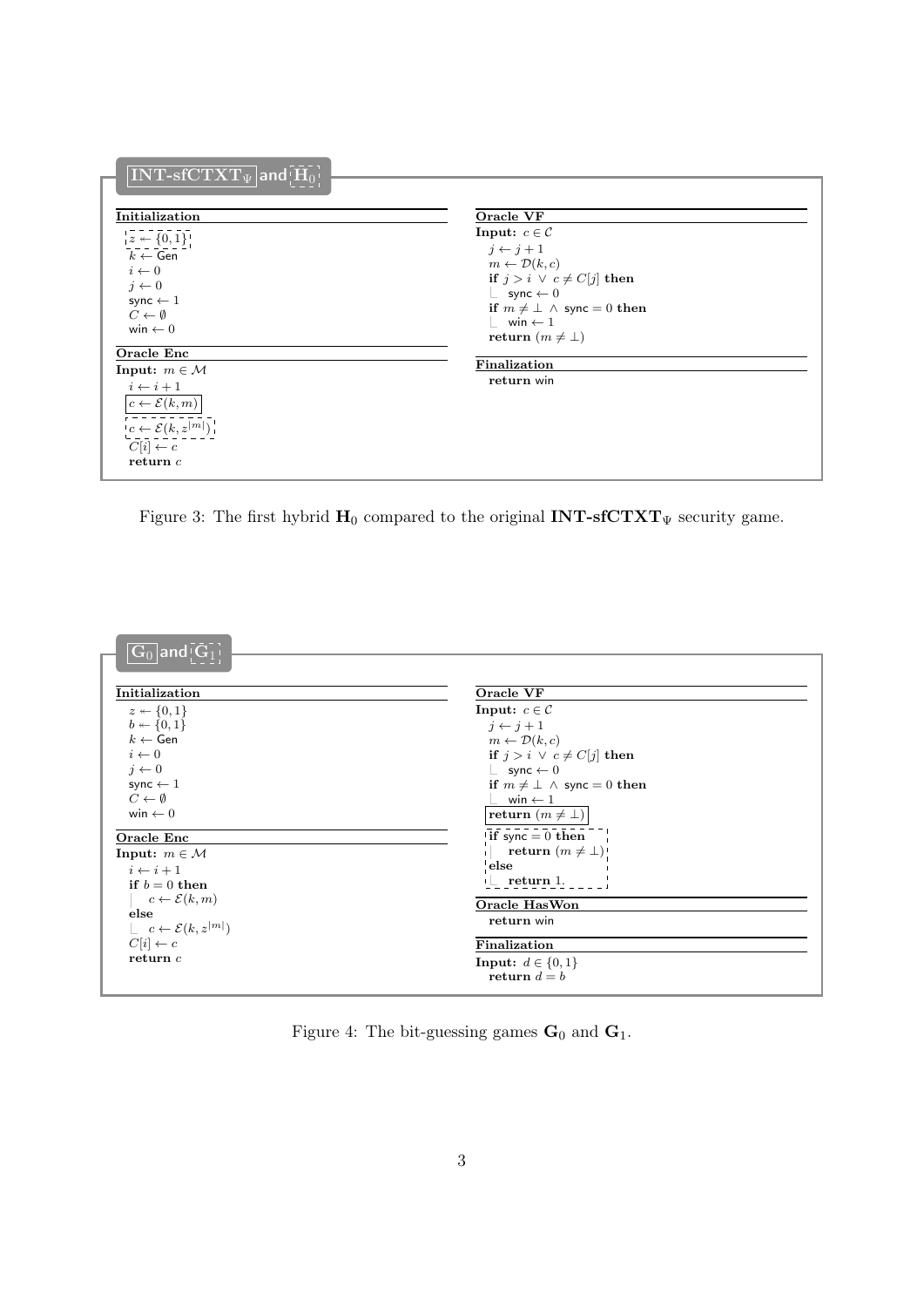**$\boxed{\mathbf{INT\text{-}sfCTXT}_\Psi}$ and $\mathbf{H}_0$ (dashed box)**

**Initialization**

```
[z ← {0,1}]          (dashed: H_0 only)
k ← Gen
i ← 0
j ← 0
sync ← 1
C ← ∅
win ← 0
```

**Oracle Enc**

Input: $m \in \mathcal{M}$

```
i ← i + 1
[c ← E(k, m)]              (solid: INT-sfCTXT_Ψ only)
[c ← E(k, z^{|m|})]        (dashed: H_0 only)
C[i] ← c
return c
```

**Oracle VF**

Input: $c \in \mathcal{C}$

```
j ← j + 1
m ← D(k, c)
if j > i ∨ c ≠ C[j] then
    sync ← 0
if m ≠ ⊥ ∧ sync = 0 then
    win ← 1
return (m ≠ ⊥)
```

**Finalization**

```
return win
```

Figure 3: The first hybrid $\mathbf{H}_0$ compared to the original $\mathbf{INT\text{-}sfCTXT}_\Psi$ security game.

**$\boxed{\mathbf{G}_0}$ and $\mathbf{G}_1$ (dashed box)**

**Initialization**

```
z ← {0,1}
b ← {0,1}
k ← Gen
i ← 0
j ← 0
sync ← 1
C ← ∅
win ← 0
```

**Oracle Enc**

Input: $m \in \mathcal{M}$

```
i ← i + 1
if b = 0 then
    c ← E(k, m)
else
    c ← E(k, z^{|m|})
C[i] ← c
return c
```

**Oracle VF**

Input: $c \in \mathcal{C}$

```
j ← j + 1
m ← D(k, c)
if j > i ∨ c ≠ C[j] then
    sync ← 0
if m ≠ ⊥ ∧ sync = 0 then
    win ← 1
[return (m ≠ ⊥)]           (solid: G_0 only)
[if sync = 0 then          (dashed: G_1 only)
     return (m ≠ ⊥)
 else
     return 1.]
```

**Oracle HasWon**

```
return win
```

**Finalization**

Input: $d \in \{0,1\}$

```
return d = b
```

Figure 4: The bit-guessing games $\mathbf{G}_0$ and $\mathbf{G}_1$.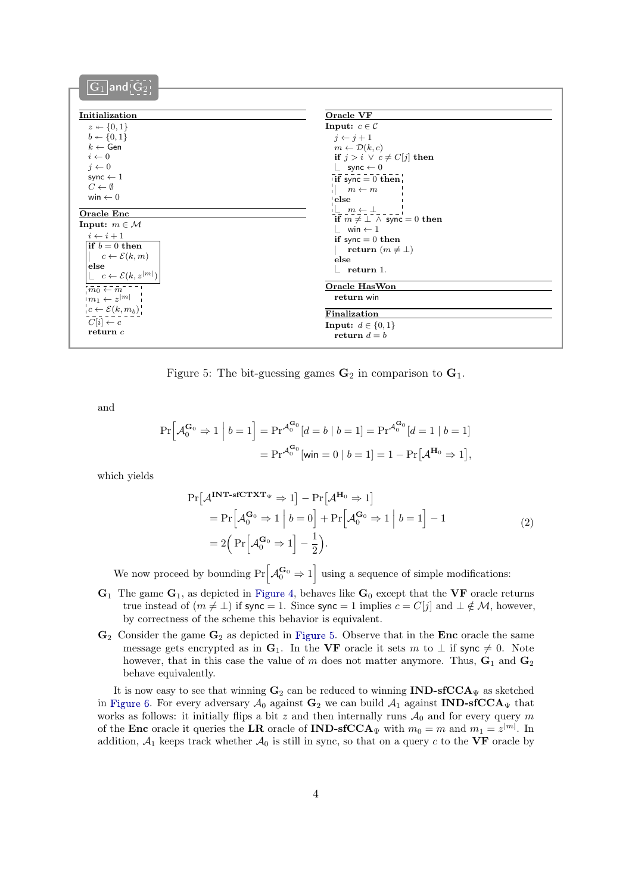**$\boxed{\mathbf{G}_1}$ and $\mathbf{G}_2$** (dashed box)

```
Initialization
  z ←$ {0,1}
  b ←$ {0,1}
  k ← Gen
  i ← 0
  j ← 0
  sync ← 1
  C ← ∅
  win ← 0

Oracle Enc
Input: m ∈ M
  i ← i + 1
  ┌─────────────────────────┐
  │ if b = 0 then           │
  │   c ← E(k, m)           │
  │ else                    │
  │   c ← E(k, z^{|m|})     │
  └─────────────────────────┘
  ┌ - - - - - - - - - - - - ┐
  ¦ m0 ← m                  ¦
  ¦ m1 ← z^{|m|}            ¦
  ¦ c ← E(k, m_b)           ¦
  └ - - - - - - - - - - - - ┘
  C[i] ← c
  return c

Oracle VF
Input: c ∈ C
  j ← j + 1
  m ← D(k, c)
  if j > i ∨ c ≠ C[j] then
    sync ← 0
  ┌ - - - - - - - - - - - - ┐
  ¦ if sync = 0 then        ¦
  ¦   m ← m                 ¦
  ¦ else                    ¦
  ¦   m ← ⊥                 ¦
  └ - - - - - - - - - - - - ┘
  if m ≠ ⊥ ∧ sync = 0 then
    win ← 1
  if sync = 0 then
    return (m ≠ ⊥)
  else
    return 1.

Oracle HasWon
  return win

Finalization
Input: d ∈ {0,1}
  return d = b
```

Figure 5: The bit-guessing games $\mathbf{G}_2$ in comparison to $\mathbf{G}_1$.

and

$$\begin{aligned}\Pr\Big[\mathcal{A}_0^{\mathbf{G}_0} \Rightarrow 1 \;\Big|\; b = 1\Big] &= \Pr^{\mathcal{A}_0^{\mathbf{G}_0}}[d = b \mid b = 1] = \Pr^{\mathcal{A}_0^{\mathbf{G}_0}}[d = 1 \mid b = 1] \\ &= \Pr^{\mathcal{A}_0^{\mathbf{G}_0}}[\mathsf{win} = 0 \mid b = 1] = 1 - \Pr\big[\mathcal{A}^{\mathbf{H}_0} \Rightarrow 1\big],\end{aligned}$$

which yields

$$\begin{aligned}&\Pr\big[\mathcal{A}^{\mathbf{INT\text{-}sfCTXT}_\Psi} \Rightarrow 1\big] - \Pr\big[\mathcal{A}^{\mathbf{H}_0} \Rightarrow 1\big] \\ &\quad= \Pr\Big[\mathcal{A}_0^{\mathbf{G}_0} \Rightarrow 1 \;\Big|\; b = 0\Big] + \Pr\Big[\mathcal{A}_0^{\mathbf{G}_0} \Rightarrow 1 \;\Big|\; b = 1\Big] - 1 \\ &\quad= 2\Big(\Pr\Big[\mathcal{A}_0^{\mathbf{G}_0} \Rightarrow 1\Big] - \frac{1}{2}\Big).\end{aligned} \tag{2}$$

We now proceed by bounding $\Pr\Big[\mathcal{A}_0^{\mathbf{G}_0} \Rightarrow 1\Big]$ using a sequence of simple modifications:

- $\mathbf{G}_1$ The game $\mathbf{G}_1$, as depicted in Figure 4, behaves like $\mathbf{G}_0$ except that the **VF** oracle returns true instead of $(m \neq \bot)$ if $\mathsf{sync} = 1$. Since $\mathsf{sync} = 1$ implies $c = C[j]$ and $\bot \notin \mathcal{M}$, however, by correctness of the scheme this behavior is equivalent.
- $\mathbf{G}_2$ Consider the game $\mathbf{G}_2$ as depicted in Figure 5. Observe that in the **Enc** oracle the same message gets encrypted as in $\mathbf{G}_1$. In the **VF** oracle it sets $m$ to $\bot$ if $\mathsf{sync} \neq 0$. Note however, that in this case the value of $m$ does not matter anymore. Thus, $\mathbf{G}_1$ and $\mathbf{G}_2$ behave equivalently.

It is now easy to see that winning $\mathbf{G}_2$ can be reduced to winning $\mathbf{IND\text{-}sfCCA}_\Psi$ as sketched in Figure 6. For every adversary $\mathcal{A}_0$ against $\mathbf{G}_2$ we can build $\mathcal{A}_1$ against $\mathbf{IND\text{-}sfCCA}_\Psi$ that works as follows: it initially flips a bit $z$ and then internally runs $\mathcal{A}_0$ and for every query $m$ of the **Enc** oracle it queries the **LR** oracle of $\mathbf{IND\text{-}sfCCA}_\Psi$ with $m_0 = m$ and $m_1 = z^{|m|}$. In addition, $\mathcal{A}_1$ keeps track whether $\mathcal{A}_0$ is still in sync, so that on a query $c$ to the **VF** oracle by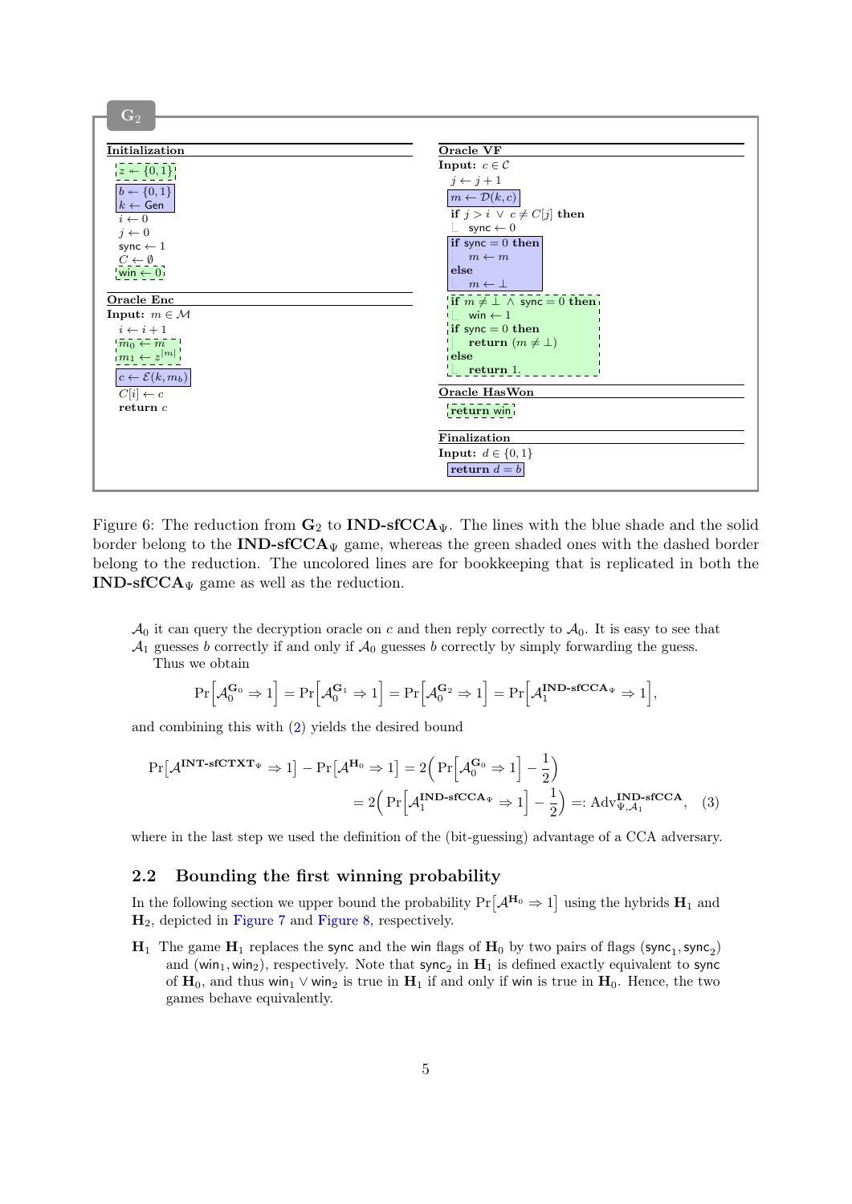**$\mathbf{G}_2$**

```
Initialization
  z ← {0,1}            [reduction]
  b ← {0,1}            [IND-sfCCA]
  k ← Gen              [IND-sfCCA]
  i ← 0
  j ← 0
  sync ← 1
  C ← ∅
  win ← 0              [reduction]

Oracle Enc
Input: m ∈ M
  i ← i + 1
  m_0 ← m              [reduction]
  m_1 ← z^|m|          [reduction]
  c ← E(k, m_b)        [IND-sfCCA]
  C[i] ← c
  return c

Oracle VF
Input: c ∈ C
  j ← j + 1
  m ← D(k, c)          [IND-sfCCA]
  if j > i ∨ c ≠ C[j] then
    sync ← 0
  if sync = 0 then     [IND-sfCCA]
    m ← m
  else
    m ← ⊥
  if m ≠ ⊥ ∧ sync = 0 then   [reduction]
    win ← 1
  if sync = 0 then
    return (m ≠ ⊥)
  else
    return 1.

Oracle HasWon
  return win           [reduction]

Finalization
Input: d ∈ {0,1}
  return d = b         [IND-sfCCA]
```

Figure 6: The reduction from $\mathbf{G}_2$ to $\mathbf{IND\text{-}sfCCA}_\Psi$. The lines with the blue shade and the solid border belong to the $\mathbf{IND\text{-}sfCCA}_\Psi$ game, whereas the green shaded ones with the dashed border belong to the reduction. The uncolored lines are for bookkeeping that is replicated in both the $\mathbf{IND\text{-}sfCCA}_\Psi$ game as well as the reduction.

$\mathcal{A}_0$ it can query the decryption oracle on $c$ and then reply correctly to $\mathcal{A}_0$. It is easy to see that $\mathcal{A}_1$ guesses $b$ correctly if and only if $\mathcal{A}_0$ guesses $b$ correctly by simply forwarding the guess.

Thus we obtain

$$\Pr\Big[\mathcal{A}_0^{\mathbf{G}_0} \Rightarrow 1\Big] = \Pr\Big[\mathcal{A}_0^{\mathbf{G}_1} \Rightarrow 1\Big] = \Pr\Big[\mathcal{A}_0^{\mathbf{G}_2} \Rightarrow 1\Big] = \Pr\Big[\mathcal{A}_1^{\mathbf{IND\text{-}sfCCA}_\Psi} \Rightarrow 1\Big],$$

and combining this with (2) yields the desired bound

$$\begin{aligned}\Pr\big[\mathcal{A}^{\mathbf{INT\text{-}sfCTXT}_\Psi} \Rightarrow 1\big] - \Pr\big[\mathcal{A}^{\mathbf{H}_0} \Rightarrow 1\big] &= 2\Big(\Pr\Big[\mathcal{A}_0^{\mathbf{G}_0} \Rightarrow 1\Big] - \frac{1}{2}\Big) \\ &= 2\Big(\Pr\Big[\mathcal{A}_1^{\mathbf{IND\text{-}sfCCA}_\Psi} \Rightarrow 1\Big] - \frac{1}{2}\Big) =: \mathrm{Adv}^{\mathbf{IND\text{-}sfCCA}}_{\Psi,\mathcal{A}_1}, \quad (3)\end{aligned}$$

where in the last step we used the definition of the (bit-guessing) advantage of a CCA adversary.

## 2.2 Bounding the first winning probability

In the following section we upper bound the probability $\Pr\big[\mathcal{A}^{\mathbf{H}_0} \Rightarrow 1\big]$ using the hybrids $\mathbf{H}_1$ and $\mathbf{H}_2$, depicted in Figure 7 and Figure 8, respectively.

$\mathbf{H}_1$ The game $\mathbf{H}_1$ replaces the $\mathsf{sync}$ and the $\mathsf{win}$ flags of $\mathbf{H}_0$ by two pairs of flags $(\mathsf{sync}_1, \mathsf{sync}_2)$ and $(\mathsf{win}_1, \mathsf{win}_2)$, respectively. Note that $\mathsf{sync}_2$ in $\mathbf{H}_1$ is defined exactly equivalent to $\mathsf{sync}$ of $\mathbf{H}_0$, and thus $\mathsf{win}_1 \vee \mathsf{win}_2$ is true in $\mathbf{H}_1$ if and only if $\mathsf{win}$ is true in $\mathbf{H}_0$. Hence, the two games behave equivalently.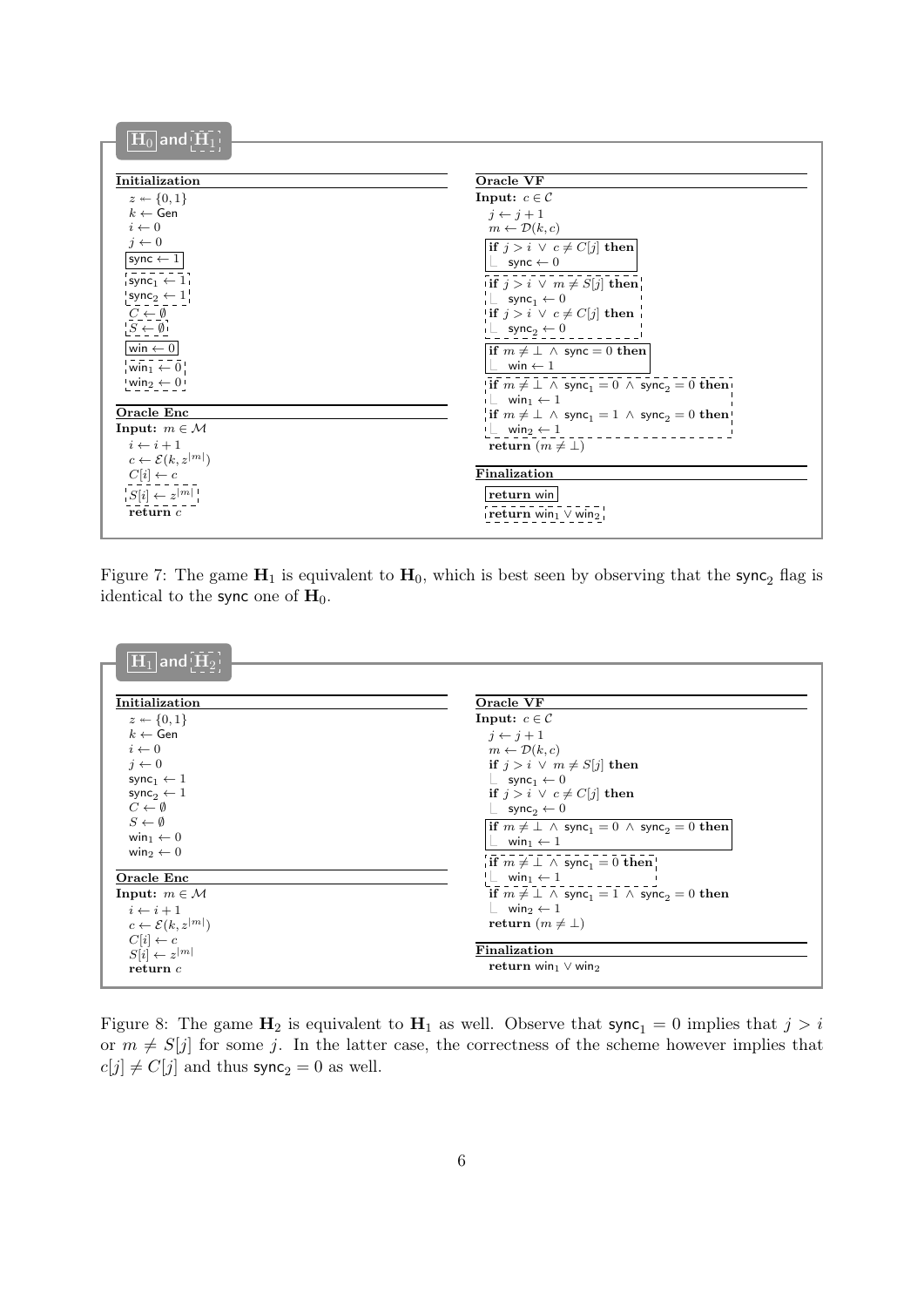**$\mathbf{H}_0$ and $\mathbf{H}_1$**

**Initialization**

$z \leftarrow \{0,1\}$
$k \leftarrow \mathsf{Gen}$
$i \leftarrow 0$
$j \leftarrow 0$
$\mathsf{sync} \leftarrow 1$
$\mathsf{sync}_1 \leftarrow 1$
$\mathsf{sync}_2 \leftarrow 1$
$C \leftarrow \emptyset$
$S \leftarrow \emptyset$
$\mathsf{win} \leftarrow 0$
$\mathsf{win}_1 \leftarrow 0$
$\mathsf{win}_2 \leftarrow 0$

**Oracle Enc**

**Input:** $m \in \mathcal{M}$

$i \leftarrow i + 1$
$c \leftarrow \mathcal{E}(k, z^{|m|})$
$C[i] \leftarrow c$
$S[i] \leftarrow z^{|m|}$
**return** $c$

**Oracle VF**

**Input:** $c \in \mathcal{C}$

$j \leftarrow j + 1$
$m \leftarrow \mathcal{D}(k, c)$
**if** $j > i \lor c \neq C[j]$ **then**
  $\mathsf{sync} \leftarrow 0$
**if** $j > i \lor m \neq S[j]$ **then**
  $\mathsf{sync}_1 \leftarrow 0$
**if** $j > i \lor c \neq C[j]$ **then**
  $\mathsf{sync}_2 \leftarrow 0$
**if** $m \neq \bot \land \mathsf{sync} = 0$ **then**
  $\mathsf{win} \leftarrow 1$
**if** $m \neq \bot \land \mathsf{sync}_1 = 0 \land \mathsf{sync}_2 = 0$ **then**
  $\mathsf{win}_1 \leftarrow 1$
**if** $m \neq \bot \land \mathsf{sync}_1 = 1 \land \mathsf{sync}_2 = 0$ **then**
  $\mathsf{win}_2 \leftarrow 1$
**return** $(m \neq \bot)$

**Finalization**

**return** $\mathsf{win}$
**return** $\mathsf{win}_1 \lor \mathsf{win}_2$

Figure 7: The game $\mathbf{H}_1$ is equivalent to $\mathbf{H}_0$, which is best seen by observing that the $\mathsf{sync}_2$ flag is identical to the $\mathsf{sync}$ one of $\mathbf{H}_0$.

**$\mathbf{H}_1$ and $\mathbf{H}_2$**

**Initialization**

$z \leftarrow \{0,1\}$
$k \leftarrow \mathsf{Gen}$
$i \leftarrow 0$
$j \leftarrow 0$
$\mathsf{sync}_1 \leftarrow 1$
$\mathsf{sync}_2 \leftarrow 1$
$C \leftarrow \emptyset$
$S \leftarrow \emptyset$
$\mathsf{win}_1 \leftarrow 0$
$\mathsf{win}_2 \leftarrow 0$

**Oracle Enc**

**Input:** $m \in \mathcal{M}$

$i \leftarrow i + 1$
$c \leftarrow \mathcal{E}(k, z^{|m|})$
$C[i] \leftarrow c$
$S[i] \leftarrow z^{|m|}$
**return** $c$

**Oracle VF**

**Input:** $c \in \mathcal{C}$

$j \leftarrow j + 1$
$m \leftarrow \mathcal{D}(k, c)$
**if** $j > i \lor m \neq S[j]$ **then**
  $\mathsf{sync}_1 \leftarrow 0$
**if** $j > i \lor c \neq C[j]$ **then**
  $\mathsf{sync}_2 \leftarrow 0$
**if** $m \neq \bot \land \mathsf{sync}_1 = 0 \land \mathsf{sync}_2 = 0$ **then**
  $\mathsf{win}_1 \leftarrow 1$
**if** $m \neq \bot \land \mathsf{sync}_1 = 0$ **then**
  $\mathsf{win}_1 \leftarrow 1$
**if** $m \neq \bot \land \mathsf{sync}_1 = 1 \land \mathsf{sync}_2 = 0$ **then**
  $\mathsf{win}_2 \leftarrow 1$
**return** $(m \neq \bot)$

**Finalization**

**return** $\mathsf{win}_1 \lor \mathsf{win}_2$

Figure 8: The game $\mathbf{H}_2$ is equivalent to $\mathbf{H}_1$ as well. Observe that $\mathsf{sync}_1 = 0$ implies that $j > i$ or $m \neq S[j]$ for some $j$. In the latter case, the correctness of the scheme however implies that $c[j] \neq C[j]$ and thus $\mathsf{sync}_2 = 0$ as well.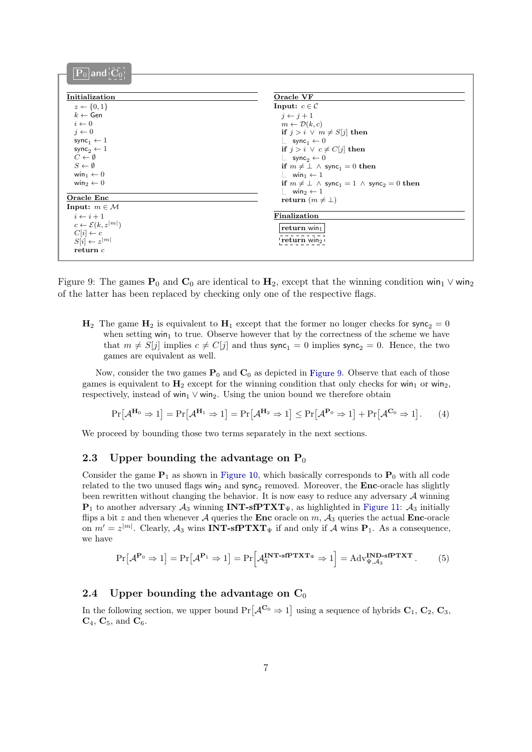**$\mathbf{P}_0$ and $\mathbf{C}_0$**

```
Initialization
  z ←$ {0,1}
  k ← Gen
  i ← 0
  j ← 0
  sync_1 ← 1
  sync_2 ← 1
  C ← ∅
  S ← ∅
  win_1 ← 0
  win_2 ← 0

Oracle Enc
Input: m ∈ M
  i ← i + 1
  c ← E(k, z^{|m|})
  C[i] ← c
  S[i] ← z^{|m|}
  return c

Oracle VF
Input: c ∈ C
  j ← j + 1
  m ← D(k, c)
  if j > i ∨ m ≠ S[j] then
    sync_1 ← 0
  if j > i ∨ c ≠ C[j] then
    sync_2 ← 0
  if m ≠ ⊥ ∧ sync_1 = 0 then
    win_1 ← 1
  if m ≠ ⊥ ∧ sync_1 = 1 ∧ sync_2 = 0 then
    win_2 ← 1
  return (m ≠ ⊥)

Finalization
  return win_1      [P_0]
  return win_2      [C_0]
```

Figure 9: The games $\mathbf{P}_0$ and $\mathbf{C}_0$ are identical to $\mathbf{H}_2$, except that the winning condition $\mathsf{win}_1 \vee \mathsf{win}_2$ of the latter has been replaced by checking only one of the respective flags.

**$\mathbf{H}_2$** The game $\mathbf{H}_2$ is equivalent to $\mathbf{H}_1$ except that the former no longer checks for $\mathsf{sync}_2 = 0$ when setting $\mathsf{win}_1$ to true. Observe however that by the correctness of the scheme we have that $m \neq S[j]$ implies $c \neq C[j]$ and thus $\mathsf{sync}_1 = 0$ implies $\mathsf{sync}_2 = 0$. Hence, the two games are equivalent as well.

Now, consider the two games $\mathbf{P}_0$ and $\mathbf{C}_0$ as depicted in Figure 9. Observe that each of those games is equivalent to $\mathbf{H}_2$ except for the winning condition that only checks for $\mathsf{win}_1$ or $\mathsf{win}_2$, respectively, instead of $\mathsf{win}_1 \vee \mathsf{win}_2$. Using the union bound we therefore obtain

$$\Pr\left[\mathcal{A}^{\mathbf{H}_0} \Rightarrow 1\right] = \Pr\left[\mathcal{A}^{\mathbf{H}_1} \Rightarrow 1\right] = \Pr\left[\mathcal{A}^{\mathbf{H}_2} \Rightarrow 1\right] \leq \Pr\left[\mathcal{A}^{\mathbf{P}_0} \Rightarrow 1\right] + \Pr\left[\mathcal{A}^{\mathbf{C}_0} \Rightarrow 1\right]. \tag{4}$$

We proceed by bounding those two terms separately in the next sections.

## 2.3 Upper bounding the advantage on $\mathbf{P}_0$

Consider the game $\mathbf{P}_1$ as shown in Figure 10, which basically corresponds to $\mathbf{P}_0$ with all code related to the two unused flags $\mathsf{win}_2$ and $\mathsf{sync}_2$ removed. Moreover, the **Enc**-oracle has slightly been rewritten without changing the behavior. It is now easy to reduce any adversary $\mathcal{A}$ winning $\mathbf{P}_1$ to another adversary $\mathcal{A}_3$ winning **INT-sfPTXT**$_\Psi$, as highlighted in Figure 11: $\mathcal{A}_3$ initially flips a bit $z$ and then whenever $\mathcal{A}$ queries the **Enc** oracle on $m$, $\mathcal{A}_3$ queries the actual **Enc**-oracle on $m' = z^{|m|}$. Clearly, $\mathcal{A}_3$ wins **INT-sfPTXT**$_\Psi$ if and only if $\mathcal{A}$ wins $\mathbf{P}_1$. As a consequence, we have

$$\Pr\left[\mathcal{A}^{\mathbf{P}_0} \Rightarrow 1\right] = \Pr\left[\mathcal{A}^{\mathbf{P}_1} \Rightarrow 1\right] = \Pr\left[\mathcal{A}_3^{\mathbf{INT\text{-}sfPTXT}_\Psi} \Rightarrow 1\right] = \mathrm{Adv}^{\mathbf{IND\text{-}sfPTXT}}_{\Psi,\mathcal{A}_3}. \tag{5}$$

## 2.4 Upper bounding the advantage on $\mathbf{C}_0$

In the following section, we upper bound $\Pr\left[\mathcal{A}^{\mathbf{C}_0} \Rightarrow 1\right]$ using a sequence of hybrids $\mathbf{C}_1$, $\mathbf{C}_2$, $\mathbf{C}_3$, $\mathbf{C}_4$, $\mathbf{C}_5$, and $\mathbf{C}_6$.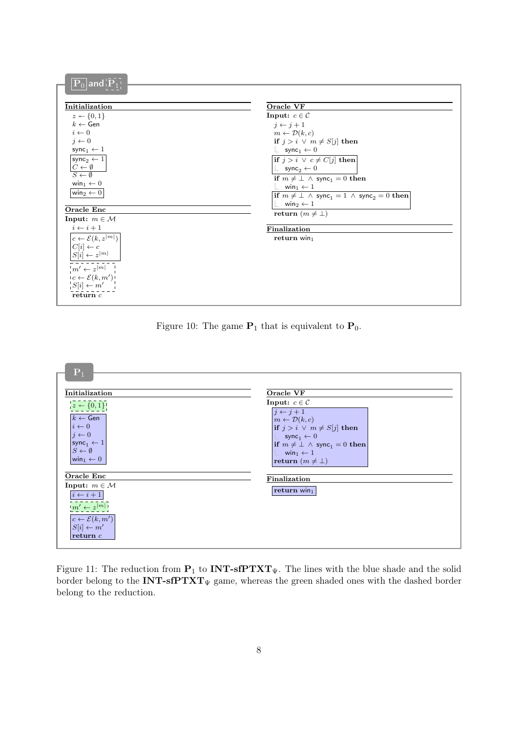**$\mathbf{P}_0$ and $\mathbf{P}_1$**

```
Initialization
  z ← {0,1}
  k ← Gen
  i ← 0
  j ← 0
  sync_1 ← 1
  [sync_2 ← 1]
  [C ← ∅]
  S ← ∅
  win_1 ← 0
  [win_2 ← 0]

Oracle Enc
Input: m ∈ M
  i ← i + 1
  [c ← E(k, z^|m|)]
  [C[i] ← c]
  [S[i] ← z^|m|]
  {m' ← z^|m|}
  {c ← E(k, m')}
  {S[i] ← m'}
  return c

Oracle VF
Input: c ∈ C
  j ← j + 1
  m ← D(k, c)
  if j > i ∨ m ≠ S[j] then
    sync_1 ← 0
  [if j > i ∨ c ≠ C[j] then
    sync_2 ← 0]
  if m ≠ ⊥ ∧ sync_1 = 0 then
    win_1 ← 1
  [if m ≠ ⊥ ∧ sync_1 = 1 ∧ sync_2 = 0 then
    win_2 ← 1]
  return (m ≠ ⊥)

Finalization
  return win_1
```

Figure 10: The game $\mathbf{P}_1$ that is equivalent to $\mathbf{P}_0$.

**$\mathbf{P}_1$**

```
Initialization
  {z ← {0,1}}
  [k ← Gen
   i ← 0
   j ← 0
   sync_1 ← 1
   S ← ∅
   win_1 ← 0]

Oracle Enc
Input: m ∈ M
  [i ← i + 1]
  {m' ← z^|m|}
  [c ← E(k, m')
   S[i] ← m'
   return c]

Oracle VF
Input: c ∈ C
  [j ← j + 1
   m ← D(k, c)
   if j > i ∨ m ≠ S[j] then
     sync_1 ← 0
   if m ≠ ⊥ ∧ sync_1 = 0 then
     win_1 ← 1
   return (m ≠ ⊥)]

Finalization
  [return win_1]
```

Figure 11: The reduction from $\mathbf{P}_1$ to $\textbf{INT-sfPTXT}_\Psi$. The lines with the blue shade and the solid border belong to the $\textbf{INT-sfPTXT}_\Psi$ game, whereas the green shaded ones with the dashed border belong to the reduction.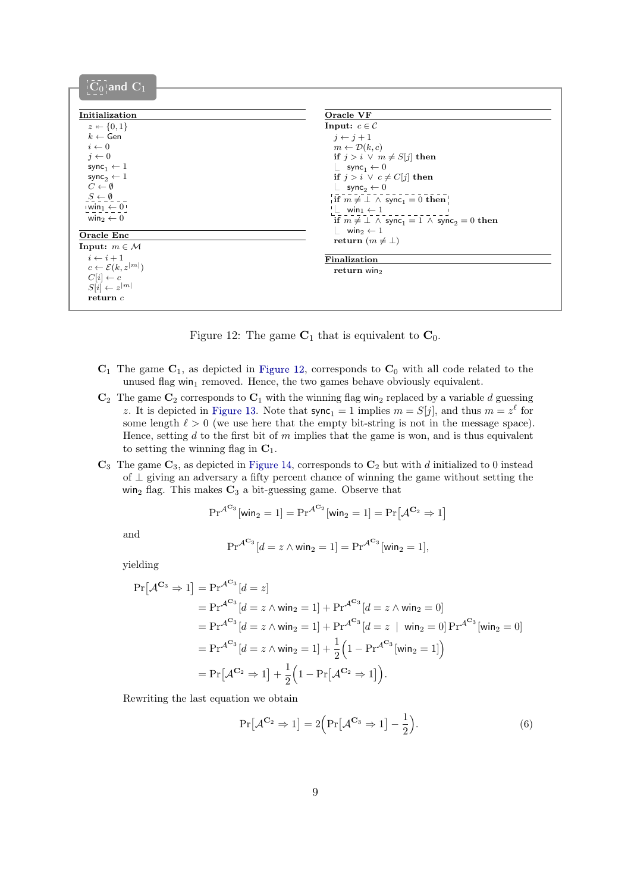```
[C0] and C1

Initialization
  z ←$ {0,1}
  k ←$ Gen
  i ← 0
  j ← 0
  sync1 ← 1
  sync2 ← 1
  C ← ∅
  S ← ∅
  [win1 ← 0]
  win2 ← 0

Oracle Enc
Input: m ∈ M
  i ← i + 1
  c ←$ E(k, z^|m|)
  C[i] ← c
  S[i] ← z^|m|
  return c

Oracle VF
Input: c ∈ C
  j ← j + 1
  m ← D(k, c)
  if j > i ∨ m ≠ S[j] then
    sync1 ← 0
  if j > i ∨ c ≠ C[j] then
    sync2 ← 0
  [if m ≠ ⊥ ∧ sync1 = 0 then
    win1 ← 1]
  if m ≠ ⊥ ∧ sync1 = 1 ∧ sync2 = 0 then
    win2 ← 1
  return (m ≠ ⊥)

Finalization
  return win2
```

Figure 12: The game $\mathbf{C}_1$ that is equivalent to $\mathbf{C}_0$.

- $\mathbf{C}_1$ The game $\mathbf{C}_1$, as depicted in Figure 12, corresponds to $\mathbf{C}_0$ with all code related to the unused flag $\mathsf{win}_1$ removed. Hence, the two games behave obviously equivalent.
- $\mathbf{C}_2$ The game $\mathbf{C}_2$ corresponds to $\mathbf{C}_1$ with the winning flag $\mathsf{win}_2$ replaced by a variable $d$ guessing $z$. It is depicted in Figure 13. Note that $\mathsf{sync}_1 = 1$ implies $m = S[j]$, and thus $m = z^\ell$ for some length $\ell > 0$ (we use here that the empty bit-string is not in the message space). Hence, setting $d$ to the first bit of $m$ implies that the game is won, and is thus equivalent to setting the winning flag in $\mathbf{C}_1$.
- $\mathbf{C}_3$ The game $\mathbf{C}_3$, as depicted in Figure 14, corresponds to $\mathbf{C}_2$ but with $d$ initialized to 0 instead of $\perp$ giving an adversary a fifty percent chance of winning the game without setting the $\mathsf{win}_2$ flag. This makes $\mathbf{C}_3$ a bit-guessing game. Observe that

$$\Pr^{\mathcal{A}^{\mathbf{C}_3}}[\mathsf{win}_2 = 1] = \Pr^{\mathcal{A}^{\mathbf{C}_2}}[\mathsf{win}_2 = 1] = \Pr\big[\mathcal{A}^{\mathbf{C}_2} \Rightarrow 1\big]$$

and

$$\Pr^{\mathcal{A}^{\mathbf{C}_3}}[d = z \wedge \mathsf{win}_2 = 1] = \Pr^{\mathcal{A}^{\mathbf{C}_3}}[\mathsf{win}_2 = 1],$$

yielding

$$\begin{aligned}
\Pr\big[\mathcal{A}^{\mathbf{C}_3} \Rightarrow 1\big] &= \Pr^{\mathcal{A}^{\mathbf{C}_3}}[d = z] \\
&= \Pr^{\mathcal{A}^{\mathbf{C}_3}}[d = z \wedge \mathsf{win}_2 = 1] + \Pr^{\mathcal{A}^{\mathbf{C}_3}}[d = z \wedge \mathsf{win}_2 = 0] \\
&= \Pr^{\mathcal{A}^{\mathbf{C}_3}}[d = z \wedge \mathsf{win}_2 = 1] + \Pr^{\mathcal{A}^{\mathbf{C}_3}}[d = z \mid \mathsf{win}_2 = 0] \Pr^{\mathcal{A}^{\mathbf{C}_3}}[\mathsf{win}_2 = 0] \\
&= \Pr^{\mathcal{A}^{\mathbf{C}_3}}[d = z \wedge \mathsf{win}_2 = 1] + \frac{1}{2}\Big(1 - \Pr^{\mathcal{A}^{\mathbf{C}_3}}[\mathsf{win}_2 = 1]\Big) \\
&= \Pr\big[\mathcal{A}^{\mathbf{C}_2} \Rightarrow 1\big] + \frac{1}{2}\Big(1 - \Pr\big[\mathcal{A}^{\mathbf{C}_2} \Rightarrow 1\big]\Big).
\end{aligned}$$

Rewriting the last equation we obtain

$$\Pr\big[\mathcal{A}^{\mathbf{C}_2} \Rightarrow 1\big] = 2\Big(\Pr\big[\mathcal{A}^{\mathbf{C}_3} \Rightarrow 1\big] - \frac{1}{2}\Big). \tag{6}$$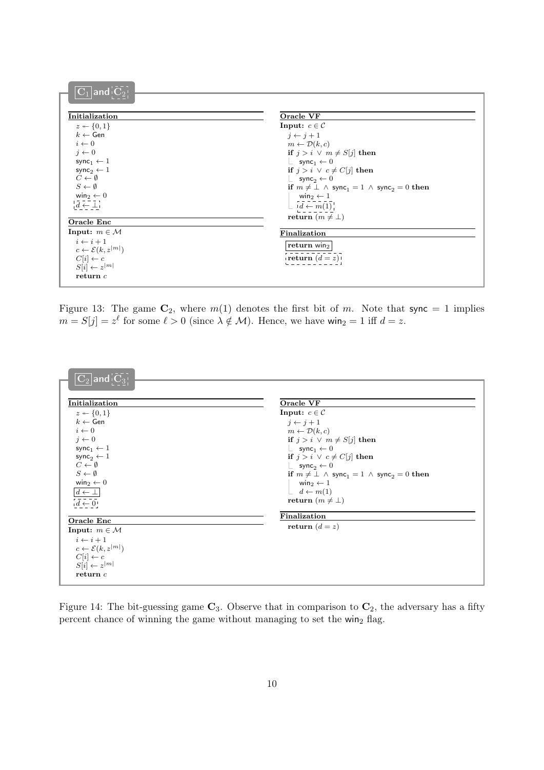**$\mathbf{C}_1$ and $\mathbf{C}_2$**

```
Initialization
  z ←$ {0,1}
  k ←$ Gen
  i ← 0
  j ← 0
  sync_1 ← 1
  sync_2 ← 1
  C ← ∅
  S ← ∅
  win_2 ← 0
  [d ← ⊥]                      (C_2 only)

Oracle Enc
Input: m ∈ M
  i ← i + 1
  c ← E(k, z^{|m|})
  C[i] ← c
  S[i] ← z^{|m|}
  return c

Oracle VF
Input: c ∈ C
  j ← j + 1
  m ← D(k, c)
  if j > i ∨ m ≠ S[j] then
    sync_1 ← 0
  if j > i ∨ c ≠ C[j] then
    sync_2 ← 0
  if m ≠ ⊥ ∧ sync_1 = 1 ∧ sync_2 = 0 then
    win_2 ← 1
    [d ← m(1)]                 (C_2 only)
  return (m ≠ ⊥)

Finalization
  return win_2                 (C_1 only)
  [return (d = z)]             (C_2 only)
```

Figure 13: The game $\mathbf{C}_2$, where $m(1)$ denotes the first bit of $m$. Note that $\mathsf{sync} = 1$ implies $m = S[j] = z^\ell$ for some $\ell > 0$ (since $\lambda \notin \mathcal{M}$). Hence, we have $\mathsf{win}_2 = 1$ iff $d = z$.

**$\mathbf{C}_2$ and $\mathbf{C}_3$**

```
Initialization
  z ←$ {0,1}
  k ←$ Gen
  i ← 0
  j ← 0
  sync_1 ← 1
  sync_2 ← 1
  C ← ∅
  S ← ∅
  win_2 ← 0
  d ← ⊥                        (C_2 only)
  [d ← 0]                      (C_3 only)

Oracle Enc
Input: m ∈ M
  i ← i + 1
  c ← E(k, z^{|m|})
  C[i] ← c
  S[i] ← z^{|m|}
  return c

Oracle VF
Input: c ∈ C
  j ← j + 1
  m ← D(k, c)
  if j > i ∨ m ≠ S[j] then
    sync_1 ← 0
  if j > i ∨ c ≠ C[j] then
    sync_2 ← 0
  if m ≠ ⊥ ∧ sync_1 = 1 ∧ sync_2 = 0 then
    win_2 ← 1
    d ← m(1)
  return (m ≠ ⊥)

Finalization
  return (d = z)
```

Figure 14: The bit-guessing game $\mathbf{C}_3$. Observe that in comparison to $\mathbf{C}_2$, the adversary has a fifty percent chance of winning the game without managing to set the $\mathsf{win}_2$ flag.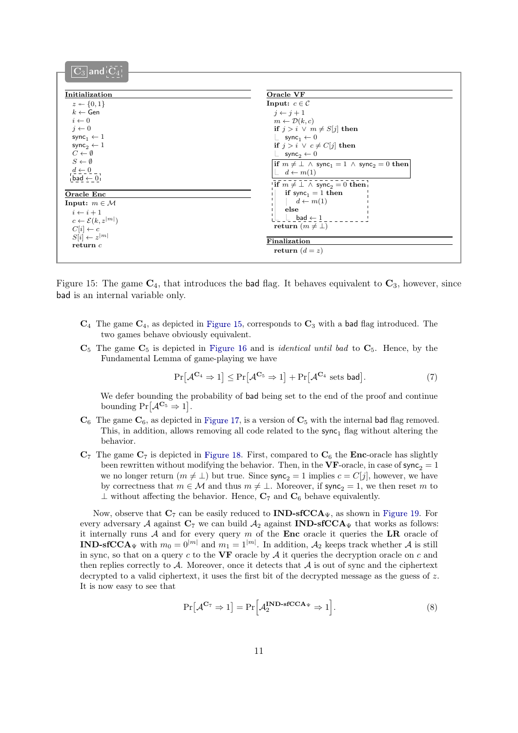```
C3 and [C4]

Initialization
  z ← {0,1}
  k ← Gen
  i ← 0
  j ← 0
  sync_1 ← 1
  sync_2 ← 1
  C ← ∅
  S ← ∅
  d ← 0
  [bad ← 0]

Oracle Enc
Input: m ∈ M
  i ← i + 1
  c ← E(k, z^{|m|})
  C[i] ← c
  S[i] ← z^{|m|}
  return c

Oracle VF
Input: c ∈ C
  j ← j + 1
  m ← D(k, c)
  if j > i ∨ m ≠ S[j] then
    sync_1 ← 0
  if j > i ∨ c ≠ C[j] then
    sync_2 ← 0
  |if m ≠ ⊥ ∧ sync_1 = 1 ∧ sync_2 = 0 then|
  |  d ← m(1)                              |
  [if m ≠ ⊥ ∧ sync_2 = 0 then]
  [  if sync_1 = 1 then      ]
  [    d ← m(1)              ]
  [  else                    ]
  [    bad ← 1               ]
  return (m ≠ ⊥)

Finalization
  return (d = z)
```

Figure 15: The game $\mathbf{C}_4$, that introduces the bad flag. It behaves equivalent to $\mathbf{C}_3$, however, since bad is an internal variable only.

- $\mathbf{C}_4$ The game $\mathbf{C}_4$, as depicted in Figure 15, corresponds to $\mathbf{C}_3$ with a bad flag introduced. The two games behave obviously equivalent.
- $\mathbf{C}_5$ The game $\mathbf{C}_5$ is depicted in Figure 16 and is *identical until bad* to $\mathbf{C}_5$. Hence, by the Fundamental Lemma of game-playing we have

$$\Pr\left[\mathcal{A}^{\mathbf{C}_4} \Rightarrow 1\right] \leq \Pr\left[\mathcal{A}^{\mathbf{C}_5} \Rightarrow 1\right] + \Pr\left[\mathcal{A}^{\mathbf{C}_4} \text{ sets bad}\right]. \tag{7}$$

  We defer bounding the probability of bad being set to the end of the proof and continue bounding $\Pr\left[\mathcal{A}^{\mathbf{C}_5} \Rightarrow 1\right]$.
- $\mathbf{C}_6$ The game $\mathbf{C}_6$, as depicted in Figure 17, is a version of $\mathbf{C}_5$ with the internal bad flag removed. This, in addition, allows removing all code related to the $\mathsf{sync}_1$ flag without altering the behavior.
- $\mathbf{C}_7$ The game $\mathbf{C}_7$ is depicted in Figure 18. First, compared to $\mathbf{C}_6$ the **Enc**-oracle has slightly been rewritten without modifying the behavior. Then, in the **VF**-oracle, in case of $\mathsf{sync}_2 = 1$ we no longer return $(m \neq \perp)$ but true. Since $\mathsf{sync}_2 = 1$ implies $c = C[j]$, however, we have by correctness that $m \in \mathcal{M}$ and thus $m \neq \perp$. Moreover, if $\mathsf{sync}_2 = 1$, we then reset $m$ to $\perp$ without affecting the behavior. Hence, $\mathbf{C}_7$ and $\mathbf{C}_6$ behave equivalently.

Now, observe that $\mathbf{C}_7$ can be easily reduced to $\mathbf{IND\text{-}sfCCA}_\Psi$, as shown in Figure 19. For every adversary $\mathcal{A}$ against $\mathbf{C}_7$ we can build $\mathcal{A}_2$ against $\mathbf{IND\text{-}sfCCA}_\Psi$ that works as follows: it internally runs $\mathcal{A}$ and for every query $m$ of the **Enc** oracle it queries the **LR** oracle of $\mathbf{IND\text{-}sfCCA}_\Psi$ with $m_0 = 0^{|m|}$ and $m_1 = 1^{|m|}$. In addition, $\mathcal{A}_2$ keeps track whether $\mathcal{A}$ is still in sync, so that on a query $c$ to the **VF** oracle by $\mathcal{A}$ it queries the decryption oracle on $c$ and then replies correctly to $\mathcal{A}$. Moreover, once it detects that $\mathcal{A}$ is out of sync and the ciphertext decrypted to a valid ciphertext, it uses the first bit of the decrypted message as the guess of $z$. It is now easy to see that

$$\Pr\left[\mathcal{A}^{\mathbf{C}_7} \Rightarrow 1\right] = \Pr\left[\mathcal{A}_2^{\mathbf{IND\text{-}sfCCA}_\Psi} \Rightarrow 1\right]. \tag{8}$$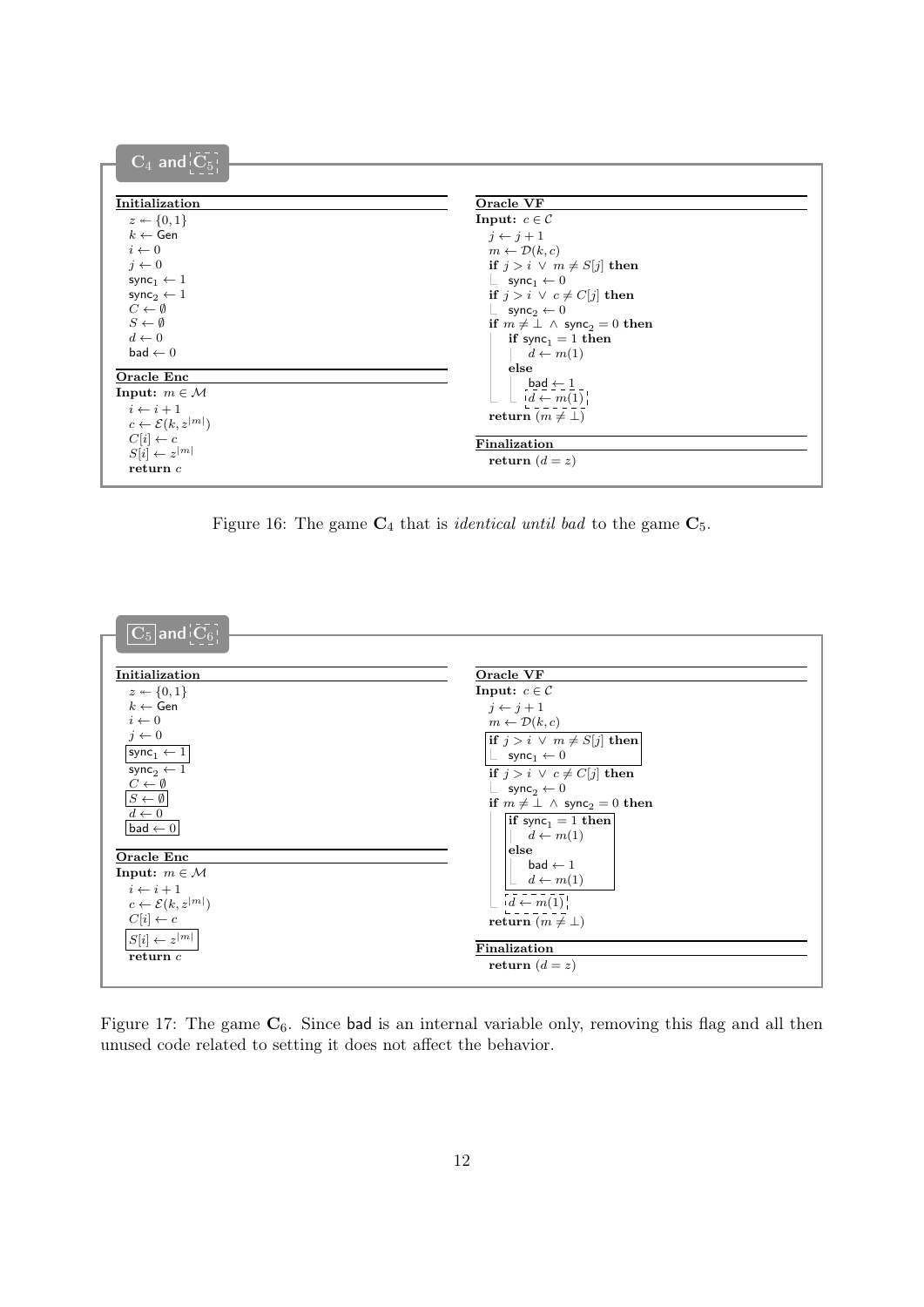**$\mathbf{C}_4$ and $\mathbf{C}_5$**

```
Initialization
  z ←$ {0,1}
  k ← Gen
  i ← 0
  j ← 0
  sync_1 ← 1
  sync_2 ← 1
  C ← ∅
  S ← ∅
  d ← 0
  bad ← 0

Oracle Enc
Input: m ∈ M
  i ← i + 1
  c ← E(k, z^|m|)
  C[i] ← c
  S[i] ← z^|m|
  return c

Oracle VF
Input: c ∈ C
  j ← j + 1
  m ← D(k, c)
  if j > i ∨ m ≠ S[j] then
    sync_1 ← 0
  if j > i ∨ c ≠ C[j] then
    sync_2 ← 0
  if m ≠ ⊥ ∧ sync_2 = 0 then
    if sync_1 = 1 then
      d ← m(1)
    else
      bad ← 1
      [d ← m(1)]        (C_5 only)
  return (m ≠ ⊥)

Finalization
  return (d = z)
```

Figure 16: The game $\mathbf{C}_4$ that is *identical until bad* to the game $\mathbf{C}_5$.

**$\mathbf{C}_5$ and $\mathbf{C}_6$**

```
Initialization
  z ←$ {0,1}
  k ← Gen
  i ← 0
  j ← 0
  [sync_1 ← 1]          (C_5 only)
  sync_2 ← 1
  C ← ∅
  [S ← ∅]               (C_5 only)
  d ← 0
  [bad ← 0]             (C_5 only)

Oracle Enc
Input: m ∈ M
  i ← i + 1
  c ← E(k, z^|m|)
  C[i] ← c
  [S[i] ← z^|m|]        (C_5 only)
  return c

Oracle VF
Input: c ∈ C
  j ← j + 1
  m ← D(k, c)
  [if j > i ∨ m ≠ S[j] then      (C_5 only)
     sync_1 ← 0]
  if j > i ∨ c ≠ C[j] then
    sync_2 ← 0
  if m ≠ ⊥ ∧ sync_2 = 0 then
    [if sync_1 = 1 then          (C_5 only)
       d ← m(1)
     else
       bad ← 1
       d ← m(1)]
    [d ← m(1)]                   (C_6 only)
  return (m ≠ ⊥)

Finalization
  return (d = z)
```

Figure 17: The game $\mathbf{C}_6$. Since bad is an internal variable only, removing this flag and all then unused code related to setting it does not affect the behavior.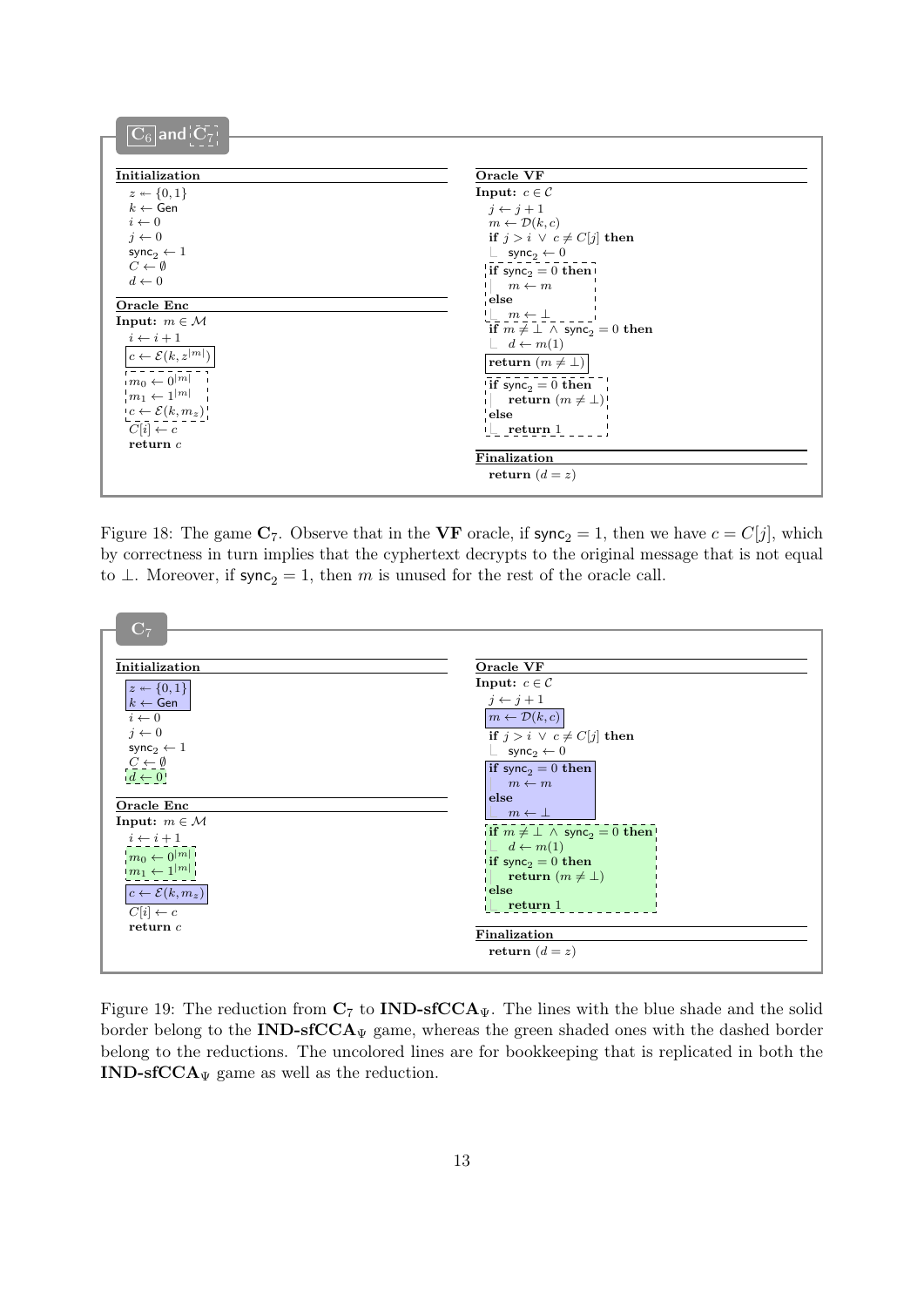**$\mathbf{C}_6$ and $\mathbf{C}_7$**

```
Initialization
  z ← {0,1}
  k ← Gen
  i ← 0
  j ← 0
  sync_2 ← 1
  C ← ∅
  d ← 0

Oracle Enc
Input: m ∈ M
  i ← i + 1
  [c ← E(k, z^|m|)]                 (C6 only)
  m_0 ← 0^|m|                       (C7 only)
  m_1 ← 1^|m|                       (C7 only)
  c ← E(k, m_z)                     (C7 only)
  C[i] ← c
  return c

Oracle VF
Input: c ∈ C
  j ← j + 1
  m ← D(k, c)
  if j > i ∨ c ≠ C[j] then
    sync_2 ← 0
  if sync_2 = 0 then                (C7 only)
    m ← m
  else
    m ← ⊥
  if m ≠ ⊥ ∧ sync_2 = 0 then
    d ← m(1)
  [return (m ≠ ⊥)]                  (C6 only)
  if sync_2 = 0 then                (C7 only)
    return (m ≠ ⊥)
  else
    return 1

Finalization
  return (d = z)
```

Figure 18: The game $\mathbf{C}_7$. Observe that in the **VF** oracle, if $\mathsf{sync}_2 = 1$, then we have $c = C[j]$, which by correctness in turn implies that the cyphertext decrypts to the original message that is not equal to $\perp$. Moreover, if $\mathsf{sync}_2 = 1$, then $m$ is unused for the rest of the oracle call.

**$\mathbf{C}_7$**

```
Initialization
  [z ← {0,1}]                       (IND-sfCCA game)
  [k ← Gen]                         (IND-sfCCA game)
  i ← 0
  j ← 0
  sync_2 ← 1
  C ← ∅                             (reduction)
  d ← 0                             (reduction)

Oracle Enc
Input: m ∈ M
  i ← i + 1
  m_0 ← 0^|m|                       (reduction)
  m_1 ← 1^|m|                       (reduction)
  [c ← E(k, m_z)]                   (IND-sfCCA game)
  C[i] ← c
  return c

Oracle VF
Input: c ∈ C
  j ← j + 1
  [m ← D(k, c)]                     (IND-sfCCA game)
  if j > i ∨ c ≠ C[j] then
    sync_2 ← 0
  [if sync_2 = 0 then               (IND-sfCCA game)
     m ← m
   else
     m ← ⊥]
  if m ≠ ⊥ ∧ sync_2 = 0 then        (reduction)
    d ← m(1)
  if sync_2 = 0 then                (reduction)
    return (m ≠ ⊥)
  else
    return 1

Finalization
  return (d = z)
```

Figure 19: The reduction from $\mathbf{C}_7$ to $\mathbf{IND\text{-}sfCCA}_\Psi$. The lines with the blue shade and the solid border belong to the $\mathbf{IND\text{-}sfCCA}_\Psi$ game, whereas the green shaded ones with the dashed border belong to the reductions. The uncolored lines are for bookkeeping that is replicated in both the $\mathbf{IND\text{-}sfCCA}_\Psi$ game as well as the reduction.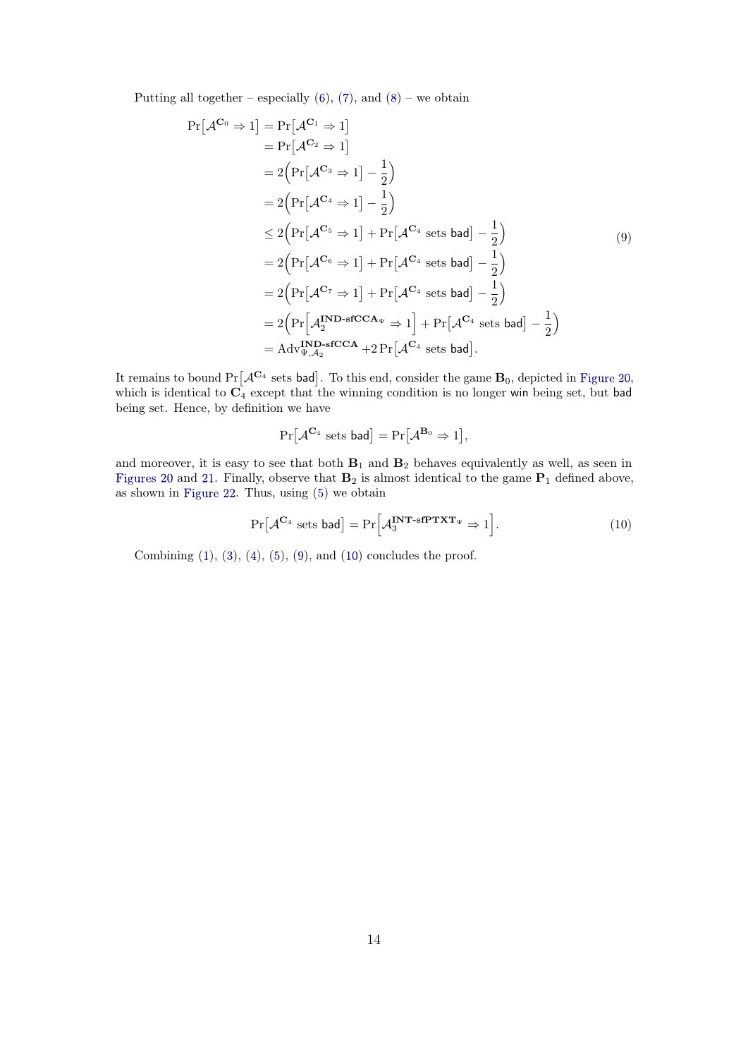Putting all together – especially (6), (7), and (8) – we obtain

$$
\begin{aligned}
\Pr\big[\mathcal{A}^{\mathbf{C}_0} \Rightarrow 1\big] &= \Pr\big[\mathcal{A}^{\mathbf{C}_1} \Rightarrow 1\big] \\
&= \Pr\big[\mathcal{A}^{\mathbf{C}_2} \Rightarrow 1\big] \\
&= 2\Big(\Pr\big[\mathcal{A}^{\mathbf{C}_3} \Rightarrow 1\big] - \frac{1}{2}\Big) \\
&= 2\Big(\Pr\big[\mathcal{A}^{\mathbf{C}_4} \Rightarrow 1\big] - \frac{1}{2}\Big) \\
&\leq 2\Big(\Pr\big[\mathcal{A}^{\mathbf{C}_5} \Rightarrow 1\big] + \Pr\big[\mathcal{A}^{\mathbf{C}_4} \text{ sets } \mathsf{bad}\big] - \frac{1}{2}\Big) \\
&= 2\Big(\Pr\big[\mathcal{A}^{\mathbf{C}_6} \Rightarrow 1\big] + \Pr\big[\mathcal{A}^{\mathbf{C}_4} \text{ sets } \mathsf{bad}\big] - \frac{1}{2}\Big) \\
&= 2\Big(\Pr\big[\mathcal{A}^{\mathbf{C}_7} \Rightarrow 1\big] + \Pr\big[\mathcal{A}^{\mathbf{C}_4} \text{ sets } \mathsf{bad}\big] - \frac{1}{2}\Big) \\
&= 2\Big(\Pr\Big[\mathcal{A}_2^{\mathbf{IND\text{-}sfCCA}_\Psi} \Rightarrow 1\Big] + \Pr\big[\mathcal{A}^{\mathbf{C}_4} \text{ sets } \mathsf{bad}\big] - \frac{1}{2}\Big) \\
&= \mathrm{Adv}_{\Psi,\mathcal{A}_2}^{\mathbf{IND\text{-}sfCCA}} + 2\Pr\big[\mathcal{A}^{\mathbf{C}_4} \text{ sets } \mathsf{bad}\big].
\end{aligned}
\tag{9}
$$

It remains to bound $\Pr\big[\mathcal{A}^{\mathbf{C}_4} \text{ sets } \mathsf{bad}\big]$. To this end, consider the game $\mathbf{B}_0$, depicted in Figure 20, which is identical to $\mathbf{C}_4$ except that the winning condition is no longer $\mathsf{win}$ being set, but $\mathsf{bad}$ being set. Hence, by definition we have

$$
\Pr\big[\mathcal{A}^{\mathbf{C}_4} \text{ sets } \mathsf{bad}\big] = \Pr\big[\mathcal{A}^{\mathbf{B}_0} \Rightarrow 1\big],
$$

and moreover, it is easy to see that both $\mathbf{B}_1$ and $\mathbf{B}_2$ behaves equivalently as well, as seen in Figures 20 and 21. Finally, observe that $\mathbf{B}_2$ is almost identical to the game $\mathbf{P}_1$ defined above, as shown in Figure 22. Thus, using (5) we obtain

$$
\Pr\big[\mathcal{A}^{\mathbf{C}_4} \text{ sets } \mathsf{bad}\big] = \Pr\Big[\mathcal{A}_3^{\mathbf{INT\text{-}sfPTXT}_\Psi} \Rightarrow 1\Big]. \tag{10}
$$

Combining (1), (3), (4), (5), (9), and (10) concludes the proof.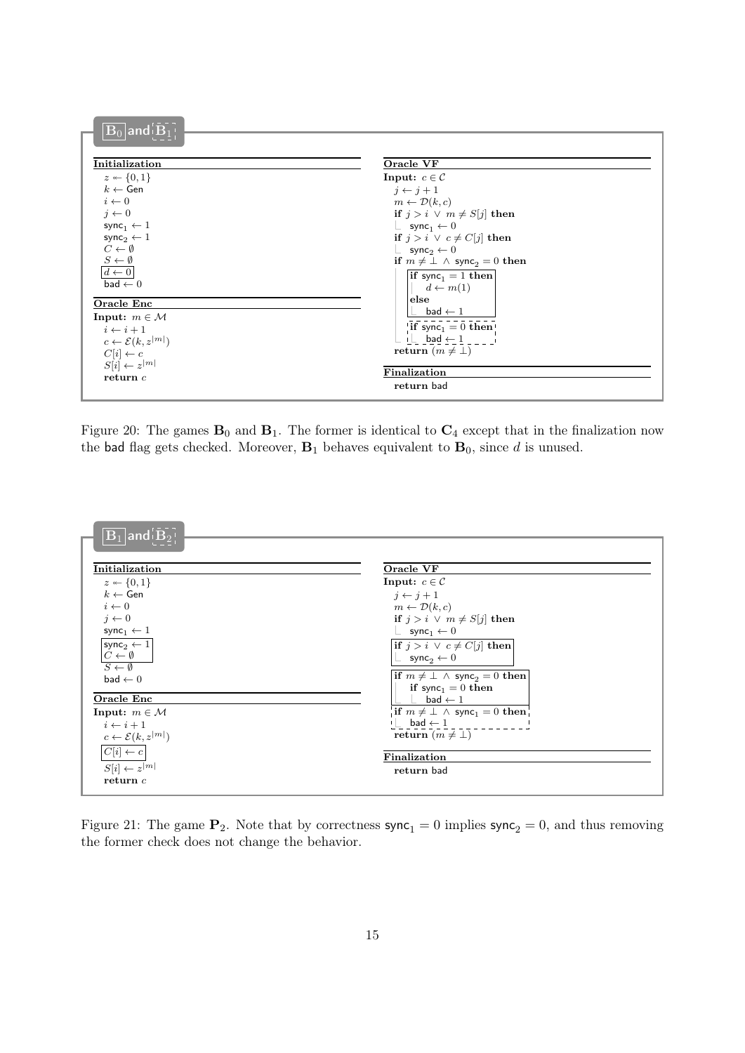**$\boxed{B_0}$ and $\dashbox{B_1}$**

**Initialization**

```
z ←$ {0,1}
k ← Gen
i ← 0
j ← 0
sync_1 ← 1
sync_2 ← 1
C ← ∅
S ← ∅
[d ← 0]
bad ← 0
```

**Oracle Enc**

```
Input: m ∈ M
i ← i + 1
c ← E(k, z^{|m|})
C[i] ← c
S[i] ← z^{|m|}
return c
```

**Oracle VF**

```
Input: c ∈ C
j ← j + 1
m ← D(k, c)
if j > i ∨ m ≠ S[j] then
    sync_1 ← 0
if j > i ∨ c ≠ C[j] then
    sync_2 ← 0
if m ≠ ⊥ ∧ sync_2 = 0 then
    [if sync_1 = 1 then
        d ← m(1)
    else
        bad ← 1]
    ¦if sync_1 = 0 then
    ¦    bad ← 1¦
return (m ≠ ⊥)
```

**Finalization**

```
return bad
```

Figure 20: The games $\mathbf{B}_0$ and $\mathbf{B}_1$. The former is identical to $\mathbf{C}_4$ except that in the finalization now the bad flag gets checked. Moreover, $\mathbf{B}_1$ behaves equivalent to $\mathbf{B}_0$, since $d$ is unused.

**$\boxed{B_1}$ and $\dashbox{B_2}$**

**Initialization**

```
z ←$ {0,1}
k ← Gen
i ← 0
j ← 0
sync_1 ← 1
[sync_2 ← 1
 C ← ∅]
S ← ∅
bad ← 0
```

**Oracle Enc**

```
Input: m ∈ M
i ← i + 1
c ← E(k, z^{|m|})
[C[i] ← c]
S[i] ← z^{|m|}
return c
```

**Oracle VF**

```
Input: c ∈ C
j ← j + 1
m ← D(k, c)
if j > i ∨ m ≠ S[j] then
    sync_1 ← 0
[if j > i ∨ c ≠ C[j] then
    sync_2 ← 0]
[if m ≠ ⊥ ∧ sync_2 = 0 then
    if sync_1 = 0 then
        bad ← 1]
¦if m ≠ ⊥ ∧ sync_1 = 0 then
¦    bad ← 1¦
return (m ≠ ⊥)
```

**Finalization**

```
return bad
```

Figure 21: The game $\mathbf{P}_2$. Note that by correctness $\mathsf{sync}_1 = 0$ implies $\mathsf{sync}_2 = 0$, and thus removing the former check does not change the behavior.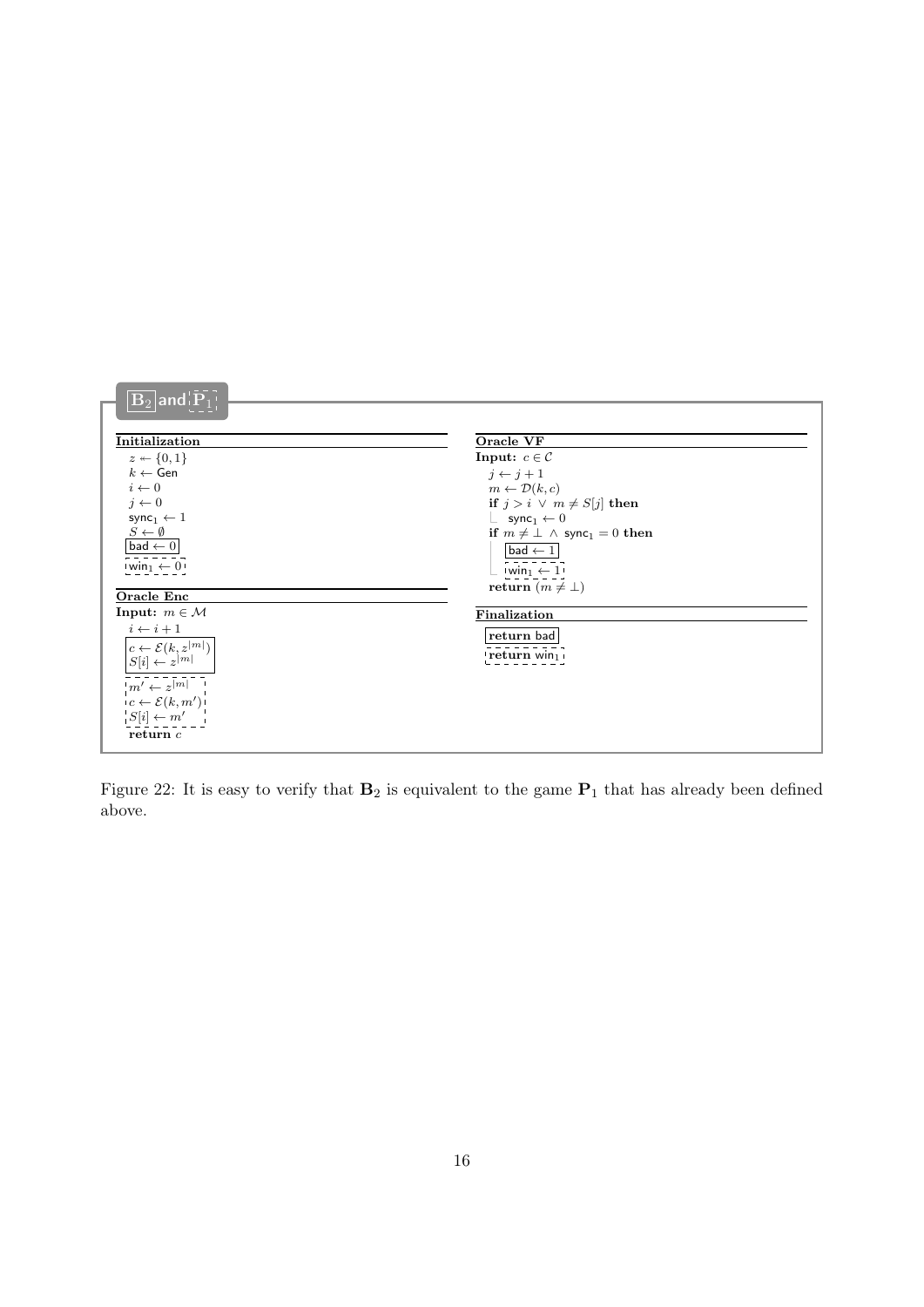**$\boxed{\mathbf{B}_2}$ and $\mathbf{P}_1$** (dashed box)

**Initialization**

$z \twoheadleftarrow \{0,1\}$
$k \leftarrow \mathsf{Gen}$
$i \leftarrow 0$
$j \leftarrow 0$
$\mathsf{sync}_1 \leftarrow 1$
$S \leftarrow \emptyset$
$\boxed{\mathsf{bad} \leftarrow 0}$
[dashed] $\mathsf{win}_1 \leftarrow 0$

**Oracle Enc**

**Input:** $m \in \mathcal{M}$

$i \leftarrow i + 1$
$\boxed{c \leftarrow \mathcal{E}(k, z^{|m|})}$
$\boxed{S[i] \leftarrow z^{|m|}}$
[dashed] $m' \leftarrow z^{|m|}$
[dashed] $c \leftarrow \mathcal{E}(k, m')$
[dashed] $S[i] \leftarrow m'$
**return** $c$

**Oracle VF**

**Input:** $c \in \mathcal{C}$

$j \leftarrow j + 1$
$m \leftarrow \mathcal{D}(k, c)$
**if** $j > i \lor m \neq S[j]$ **then**
  $\mathsf{sync}_1 \leftarrow 0$
**if** $m \neq \bot \land \mathsf{sync}_1 = 0$ **then**
  $\boxed{\mathsf{bad} \leftarrow 1}$
  [dashed] $\mathsf{win}_1 \leftarrow 1$
**return** $(m \neq \bot)$

**Finalization**

$\boxed{\textbf{return } \mathsf{bad}}$
[dashed] **return** $\mathsf{win}_1$

Figure 22: It is easy to verify that $\mathbf{B}_2$ is equivalent to the game $\mathbf{P}_1$ that has already been defined above.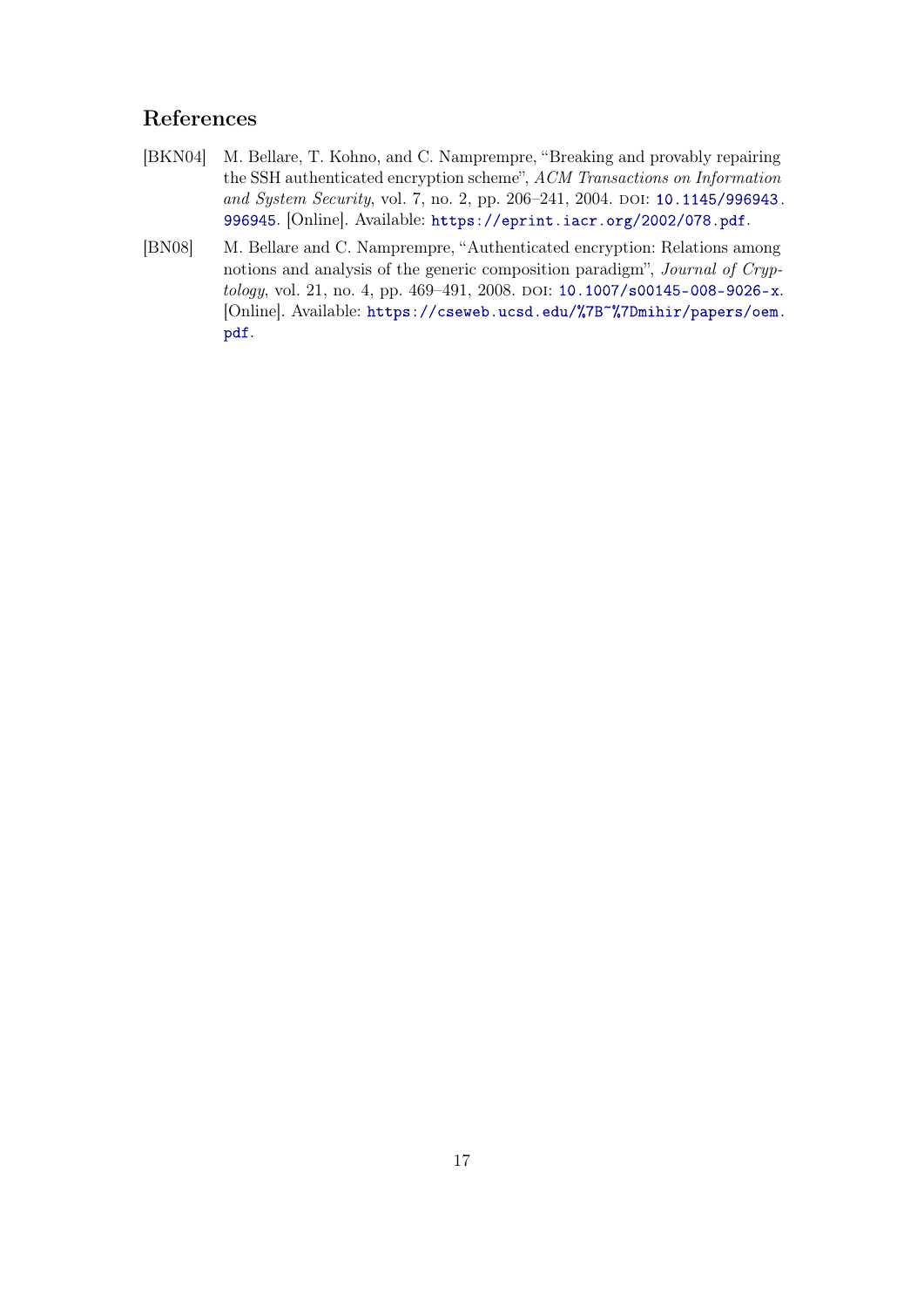## References

[BKN04] M. Bellare, T. Kohno, and C. Namprempre, "Breaking and provably repairing the SSH authenticated encryption scheme", *ACM Transactions on Information and System Security*, vol. 7, no. 2, pp. 206–241, 2004. DOI: 10.1145/996943.996945. [Online]. Available: https://eprint.iacr.org/2002/078.pdf.

[BN08] M. Bellare and C. Namprempre, "Authenticated encryption: Relations among notions and analysis of the generic composition paradigm", *Journal of Cryptology*, vol. 21, no. 4, pp. 469–491, 2008. DOI: 10.1007/s00145-008-9026-x. [Online]. Available: https://cseweb.ucsd.edu/%7B~%7Dmihir/papers/oem.pdf.